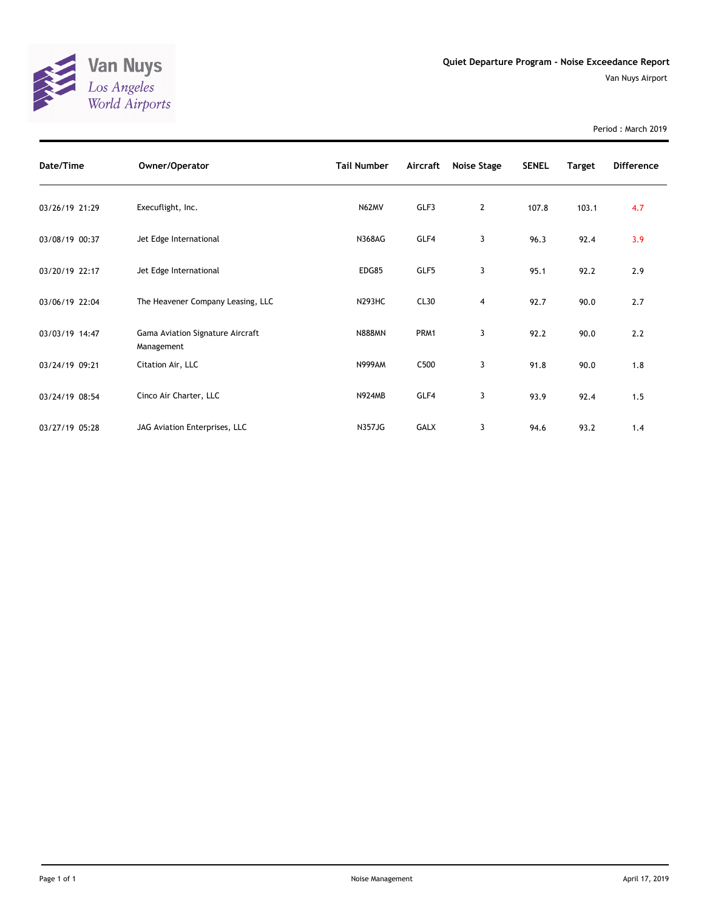Van Nuys
*Los Angeles World Airports*

# Quiet Departure Program - Noise Exceedance Report

Van Nuys Airport

Period : March 2019

| Date/Time | Owner/Operator | Tail Number | Aircraft | Noise Stage | SENEL | Target | Difference |
|---|---|---|---|---|---|---|---|
| 03/26/19 21:29 | Execuflight, Inc. | N62MV | GLF3 | 2 | 107.8 | 103.1 | 4.7 |
| 03/08/19 00:37 | Jet Edge International | N368AG | GLF4 | 3 | 96.3 | 92.4 | 3.9 |
| 03/20/19 22:17 | Jet Edge International | EDG85 | GLF5 | 3 | 95.1 | 92.2 | 2.9 |
| 03/06/19 22:04 | The Heavener Company Leasing, LLC | N293HC | CL30 | 4 | 92.7 | 90.0 | 2.7 |
| 03/03/19 14:47 | Gama Aviation Signature Aircraft Management | N888MN | PRM1 | 3 | 92.2 | 90.0 | 2.2 |
| 03/24/19 09:21 | Citation Air, LLC | N999AM | C500 | 3 | 91.8 | 90.0 | 1.8 |
| 03/24/19 08:54 | Cinco Air Charter, LLC | N924MB | GLF4 | 3 | 93.9 | 92.4 | 1.5 |
| 03/27/19 05:28 | JAG Aviation Enterprises, LLC | N357JG | GALX | 3 | 94.6 | 93.2 | 1.4 |

Noise Management

April 17, 2019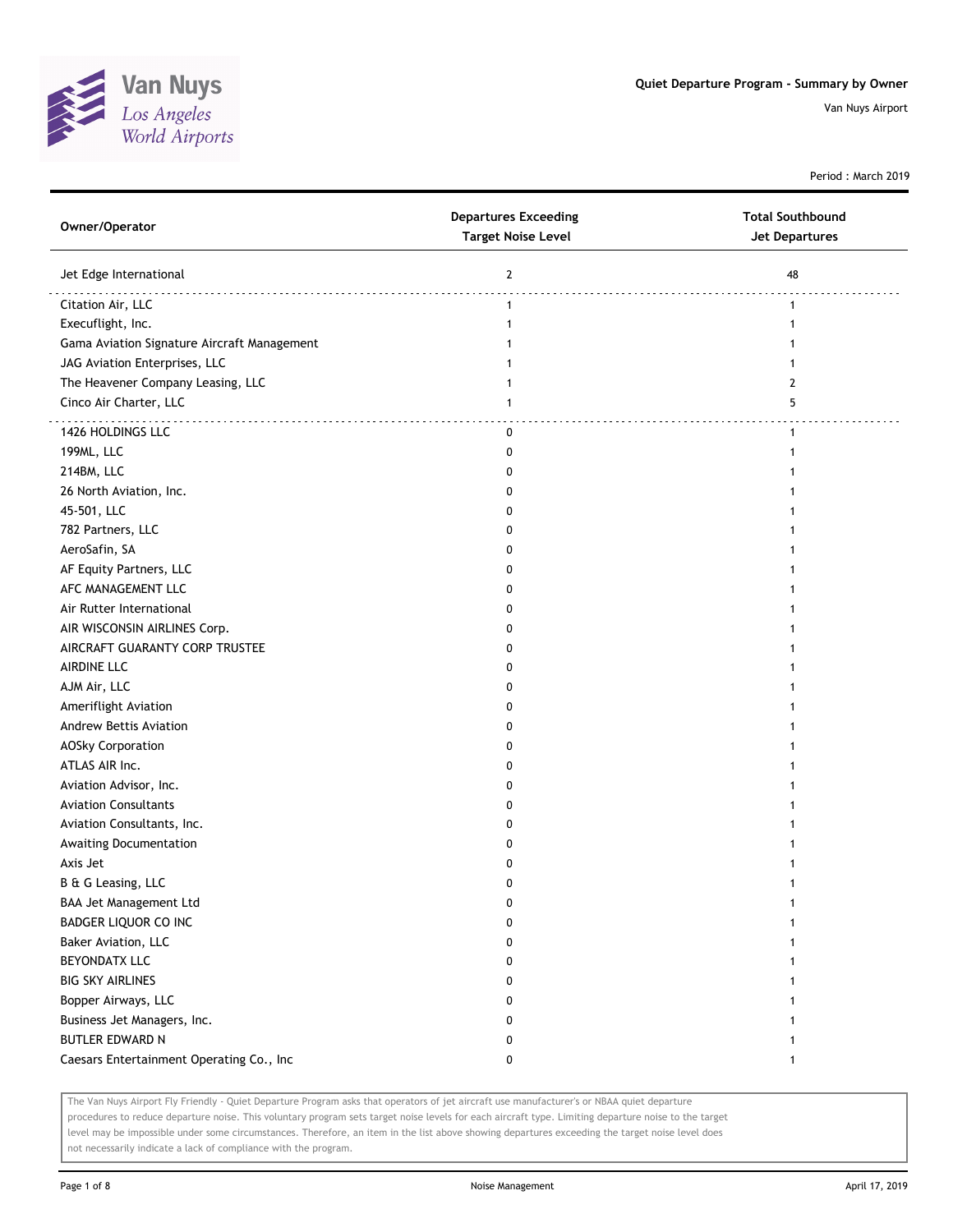Van Nuys
*Los Angeles World Airports*

**Quiet Departure Program - Summary by Owner**

Van Nuys Airport

Period : March 2019

| Owner/Operator | Departures Exceeding Target Noise Level | Total Southbound Jet Departures |
|---|---|---|
| Jet Edge International | 2 | 48 |
| Citation Air, LLC | 1 | 1 |
| Execuflight, Inc. | 1 | 1 |
| Gama Aviation Signature Aircraft Management | 1 | 1 |
| JAG Aviation Enterprises, LLC | 1 | 1 |
| The Heavener Company Leasing, LLC | 1 | 2 |
| Cinco Air Charter, LLC | 1 | 5 |
| 1426 HOLDINGS LLC | 0 | 1 |
| 199ML, LLC | 0 | 1 |
| 214BM, LLC | 0 | 1 |
| 26 North Aviation, Inc. | 0 | 1 |
| 45-501, LLC | 0 | 1 |
| 782 Partners, LLC | 0 | 1 |
| AeroSafin, SA | 0 | 1 |
| AF Equity Partners, LLC | 0 | 1 |
| AFC MANAGEMENT LLC | 0 | 1 |
| Air Rutter International | 0 | 1 |
| AIR WISCONSIN AIRLINES Corp. | 0 | 1 |
| AIRCRAFT GUARANTY CORP TRUSTEE | 0 | 1 |
| AIRDINE LLC | 0 | 1 |
| AJM Air, LLC | 0 | 1 |
| Ameriflight Aviation | 0 | 1 |
| Andrew Bettis Aviation | 0 | 1 |
| AOSky Corporation | 0 | 1 |
| ATLAS AIR Inc. | 0 | 1 |
| Aviation Advisor, Inc. | 0 | 1 |
| Aviation Consultants | 0 | 1 |
| Aviation Consultants, Inc. | 0 | 1 |
| Awaiting Documentation | 0 | 1 |
| Axis Jet | 0 | 1 |
| B & G Leasing, LLC | 0 | 1 |
| BAA Jet Management Ltd | 0 | 1 |
| BADGER LIQUOR CO INC | 0 | 1 |
| Baker Aviation, LLC | 0 | 1 |
| BEYONDATX LLC | 0 | 1 |
| BIG SKY AIRLINES | 0 | 1 |
| Bopper Airways, LLC | 0 | 1 |
| Business Jet Managers, Inc. | 0 | 1 |
| BUTLER EDWARD N | 0 | 1 |
| Caesars Entertainment Operating Co., Inc | 0 | 1 |

The Van Nuys Airport Fly Friendly - Quiet Departure Program asks that operators of jet aircraft use manufacturer's or NBAA quiet departure procedures to reduce departure noise. This voluntary program sets target noise levels for each aircraft type. Limiting departure noise to the target level may be impossible under some circumstances. Therefore, an item in the list above showing departures exceeding the target noise level does not necessarily indicate a lack of compliance with the program.

Noise Management

April 17, 2019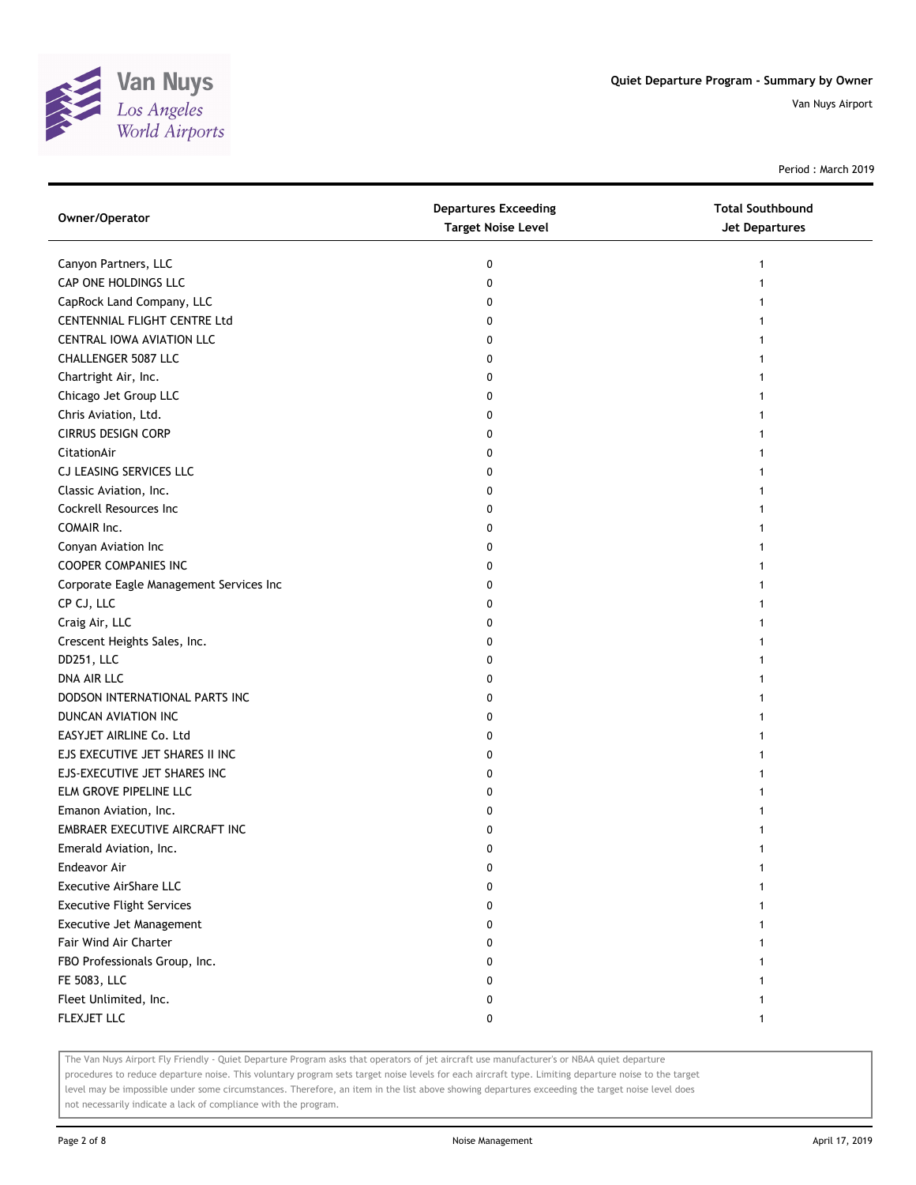Quiet Departure Program - Summary by Owner

Van Nuys Airport

Period : March 2019

| Owner/Operator | Departures Exceeding Target Noise Level | Total Southbound Jet Departures |
|---|---|---|
| Canyon Partners, LLC | 0 | 1 |
| CAP ONE HOLDINGS LLC | 0 | 1 |
| CapRock Land Company, LLC | 0 | 1 |
| CENTENNIAL FLIGHT CENTRE Ltd | 0 | 1 |
| CENTRAL IOWA AVIATION LLC | 0 | 1 |
| CHALLENGER 5087 LLC | 0 | 1 |
| Chartright Air, Inc. | 0 | 1 |
| Chicago Jet Group LLC | 0 | 1 |
| Chris Aviation, Ltd. | 0 | 1 |
| CIRRUS DESIGN CORP | 0 | 1 |
| CitationAir | 0 | 1 |
| CJ LEASING SERVICES LLC | 0 | 1 |
| Classic Aviation, Inc. | 0 | 1 |
| Cockrell Resources Inc | 0 | 1 |
| COMAIR Inc. | 0 | 1 |
| Conyan Aviation Inc | 0 | 1 |
| COOPER COMPANIES INC | 0 | 1 |
| Corporate Eagle Management Services Inc | 0 | 1 |
| CP CJ, LLC | 0 | 1 |
| Craig Air, LLC | 0 | 1 |
| Crescent Heights Sales, Inc. | 0 | 1 |
| DD251, LLC | 0 | 1 |
| DNA AIR LLC | 0 | 1 |
| DODSON INTERNATIONAL PARTS INC | 0 | 1 |
| DUNCAN AVIATION INC | 0 | 1 |
| EASYJET AIRLINE Co. Ltd | 0 | 1 |
| EJS EXECUTIVE JET SHARES II INC | 0 | 1 |
| EJS-EXECUTIVE JET SHARES INC | 0 | 1 |
| ELM GROVE PIPELINE LLC | 0 | 1 |
| Emanon Aviation, Inc. | 0 | 1 |
| EMBRAER EXECUTIVE AIRCRAFT INC | 0 | 1 |
| Emerald Aviation, Inc. | 0 | 1 |
| Endeavor Air | 0 | 1 |
| Executive AirShare LLC | 0 | 1 |
| Executive Flight Services | 0 | 1 |
| Executive Jet Management | 0 | 1 |
| Fair Wind Air Charter | 0 | 1 |
| FBO Professionals Group, Inc. | 0 | 1 |
| FE 5083, LLC | 0 | 1 |
| Fleet Unlimited, Inc. | 0 | 1 |
| FLEXJET LLC | 0 | 1 |

The Van Nuys Airport Fly Friendly - Quiet Departure Program asks that operators of jet aircraft use manufacturer's or NBAA quiet departure procedures to reduce departure noise. This voluntary program sets target noise levels for each aircraft type. Limiting departure noise to the target level may be impossible under some circumstances. Therefore, an item in the list above showing departures exceeding the target noise level does not necessarily indicate a lack of compliance with the program.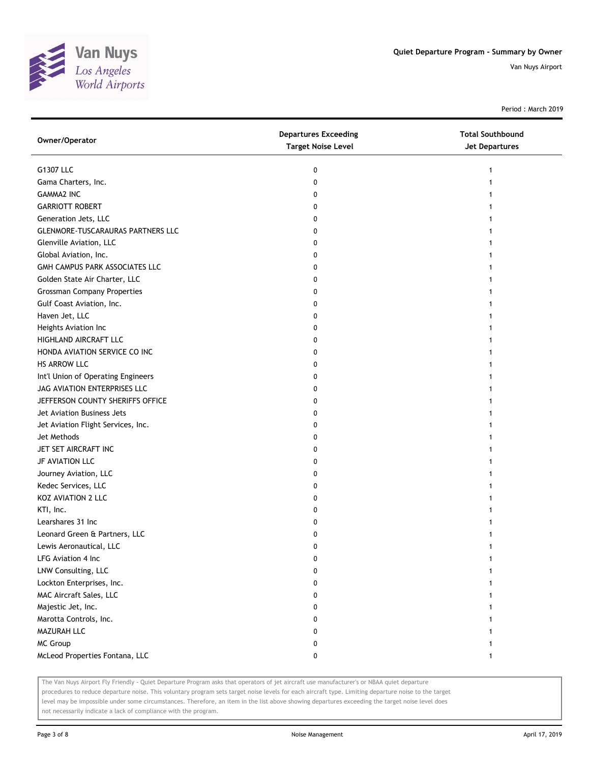Van Nuys
Los Angeles
World Airports

**Quiet Departure Program - Summary by Owner**

Van Nuys Airport

Period : March 2019

| Owner/Operator | Departures Exceeding Target Noise Level | Total Southbound Jet Departures |
|---|---|---|
| G1307 LLC | 0 | 1 |
| Gama Charters, Inc. | 0 | 1 |
| GAMMA2 INC | 0 | 1 |
| GARRIOTT ROBERT | 0 | 1 |
| Generation Jets, LLC | 0 | 1 |
| GLENMORE-TUSCARAURAS PARTNERS LLC | 0 | 1 |
| Glenville Aviation, LLC | 0 | 1 |
| Global Aviation, Inc. | 0 | 1 |
| GMH CAMPUS PARK ASSOCIATES LLC | 0 | 1 |
| Golden State Air Charter, LLC | 0 | 1 |
| Grossman Company Properties | 0 | 1 |
| Gulf Coast Aviation, Inc. | 0 | 1 |
| Haven Jet, LLC | 0 | 1 |
| Heights Aviation Inc | 0 | 1 |
| HIGHLAND AIRCRAFT LLC | 0 | 1 |
| HONDA AVIATION SERVICE CO INC | 0 | 1 |
| HS ARROW LLC | 0 | 1 |
| Int'l Union of Operating Engineers | 0 | 1 |
| JAG AVIATION ENTERPRISES LLC | 0 | 1 |
| JEFFERSON COUNTY SHERIFFS OFFICE | 0 | 1 |
| Jet Aviation Business Jets | 0 | 1 |
| Jet Aviation Flight Services, Inc. | 0 | 1 |
| Jet Methods | 0 | 1 |
| JET SET AIRCRAFT INC | 0 | 1 |
| JF AVIATION LLC | 0 | 1 |
| Journey Aviation, LLC | 0 | 1 |
| Kedec Services, LLC | 0 | 1 |
| KOZ AVIATION 2 LLC | 0 | 1 |
| KTI, Inc. | 0 | 1 |
| Learshares 31 Inc | 0 | 1 |
| Leonard Green & Partners, LLC | 0 | 1 |
| Lewis Aeronautical, LLC | 0 | 1 |
| LFG Aviation 4 Inc | 0 | 1 |
| LNW Consulting, LLC | 0 | 1 |
| Lockton Enterprises, Inc. | 0 | 1 |
| MAC Aircraft Sales, LLC | 0 | 1 |
| Majestic Jet, Inc. | 0 | 1 |
| Marotta Controls, Inc. | 0 | 1 |
| MAZURAH LLC | 0 | 1 |
| MC Group | 0 | 1 |
| McLeod Properties Fontana, LLC | 0 | 1 |

The Van Nuys Airport Fly Friendly - Quiet Departure Program asks that operators of jet aircraft use manufacturer's or NBAA quiet departure procedures to reduce departure noise. This voluntary program sets target noise levels for each aircraft type. Limiting departure noise to the target level may be impossible under some circumstances. Therefore, an item in the list above showing departures exceeding the target noise level does not necessarily indicate a lack of compliance with the program.

Noise Management

April 17, 2019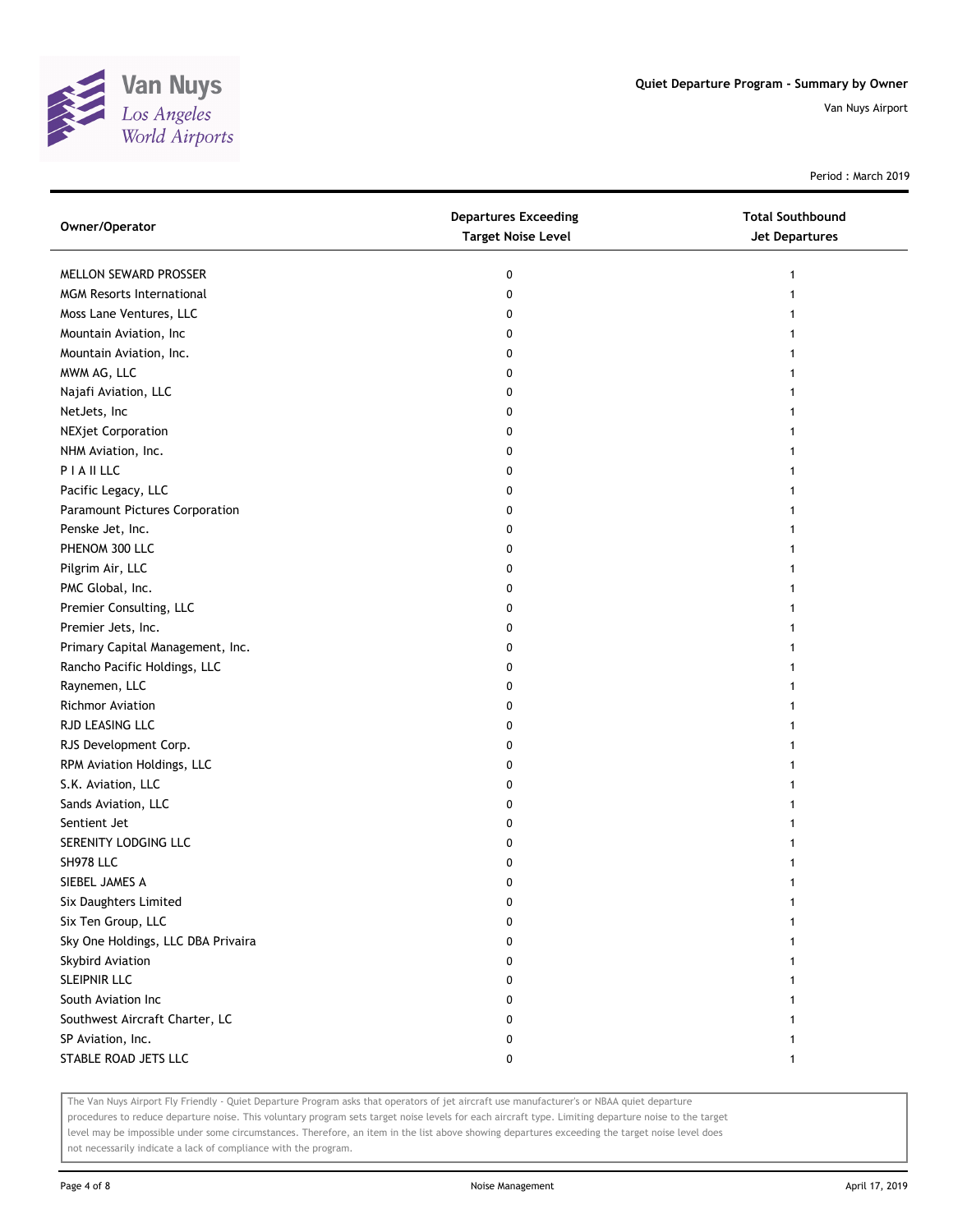Quiet Departure Program - Summary by Owner

Van Nuys Airport

Period : March 2019

| Owner/Operator | Departures Exceeding Target Noise Level | Total Southbound Jet Departures |
|---|---|---|
| MELLON SEWARD PROSSER | 0 | 1 |
| MGM Resorts International | 0 | 1 |
| Moss Lane Ventures, LLC | 0 | 1 |
| Mountain Aviation, Inc | 0 | 1 |
| Mountain Aviation, Inc. | 0 | 1 |
| MWM AG, LLC | 0 | 1 |
| Najafi Aviation, LLC | 0 | 1 |
| NetJets, Inc | 0 | 1 |
| NEXjet Corporation | 0 | 1 |
| NHM Aviation, Inc. | 0 | 1 |
| P I A II LLC | 0 | 1 |
| Pacific Legacy, LLC | 0 | 1 |
| Paramount Pictures Corporation | 0 | 1 |
| Penske Jet, Inc. | 0 | 1 |
| PHENOM 300 LLC | 0 | 1 |
| Pilgrim Air, LLC | 0 | 1 |
| PMC Global, Inc. | 0 | 1 |
| Premier Consulting, LLC | 0 | 1 |
| Premier Jets, Inc. | 0 | 1 |
| Primary Capital Management, Inc. | 0 | 1 |
| Rancho Pacific Holdings, LLC | 0 | 1 |
| Raynemen, LLC | 0 | 1 |
| Richmor Aviation | 0 | 1 |
| RJD LEASING LLC | 0 | 1 |
| RJS Development Corp. | 0 | 1 |
| RPM Aviation Holdings, LLC | 0 | 1 |
| S.K. Aviation, LLC | 0 | 1 |
| Sands Aviation, LLC | 0 | 1 |
| Sentient Jet | 0 | 1 |
| SERENITY LODGING LLC | 0 | 1 |
| SH978 LLC | 0 | 1 |
| SIEBEL JAMES A | 0 | 1 |
| Six Daughters Limited | 0 | 1 |
| Six Ten Group, LLC | 0 | 1 |
| Sky One Holdings, LLC DBA Privaira | 0 | 1 |
| Skybird Aviation | 0 | 1 |
| SLEIPNIR LLC | 0 | 1 |
| South Aviation Inc | 0 | 1 |
| Southwest Aircraft Charter, LC | 0 | 1 |
| SP Aviation, Inc. | 0 | 1 |
| STABLE ROAD JETS LLC | 0 | 1 |

The Van Nuys Airport Fly Friendly - Quiet Departure Program asks that operators of jet aircraft use manufacturer's or NBAA quiet departure procedures to reduce departure noise. This voluntary program sets target noise levels for each aircraft type. Limiting departure noise to the target level may be impossible under some circumstances. Therefore, an item in the list above showing departures exceeding the target noise level does not necessarily indicate a lack of compliance with the program.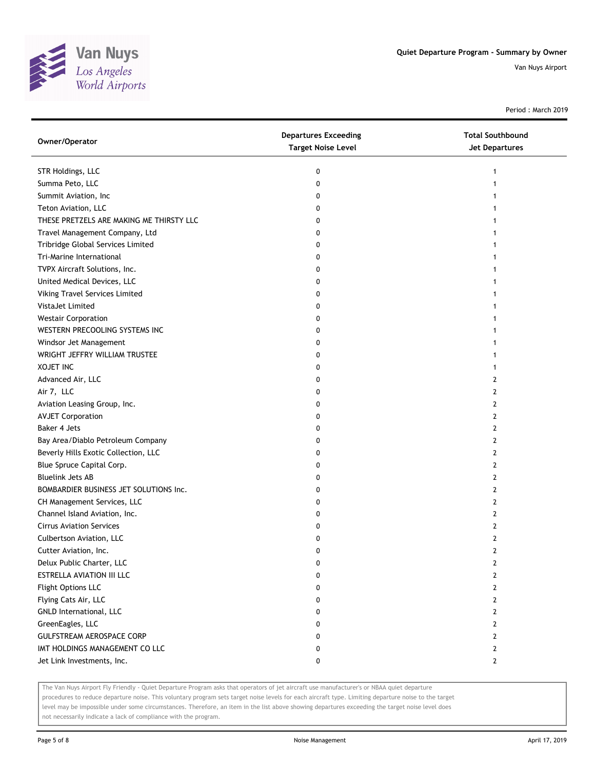# Quiet Departure Program - Summary by Owner

Van Nuys Airport

Period : March 2019

| Owner/Operator | Departures Exceeding Target Noise Level | Total Southbound Jet Departures |
|---|---|---|
| STR Holdings, LLC | 0 | 1 |
| Summa Peto, LLC | 0 | 1 |
| Summit Aviation, Inc | 0 | 1 |
| Teton Aviation, LLC | 0 | 1 |
| THESE PRETZELS ARE MAKING ME THIRSTY LLC | 0 | 1 |
| Travel Management Company, Ltd | 0 | 1 |
| Tribridge Global Services Limited | 0 | 1 |
| Tri-Marine International | 0 | 1 |
| TVPX Aircraft Solutions, Inc. | 0 | 1 |
| United Medical Devices, LLC | 0 | 1 |
| Viking Travel Services Limited | 0 | 1 |
| VistaJet Limited | 0 | 1 |
| Westair Corporation | 0 | 1 |
| WESTERN PRECOOLING SYSTEMS INC | 0 | 1 |
| Windsor Jet Management | 0 | 1 |
| WRIGHT JEFFRY WILLIAM TRUSTEE | 0 | 1 |
| XOJET INC | 0 | 1 |
| Advanced Air, LLC | 0 | 2 |
| Air 7, LLC | 0 | 2 |
| Aviation Leasing Group, Inc. | 0 | 2 |
| AVJET Corporation | 0 | 2 |
| Baker 4 Jets | 0 | 2 |
| Bay Area/Diablo Petroleum Company | 0 | 2 |
| Beverly Hills Exotic Collection, LLC | 0 | 2 |
| Blue Spruce Capital Corp. | 0 | 2 |
| Bluelink Jets AB | 0 | 2 |
| BOMBARDIER BUSINESS JET SOLUTIONS Inc. | 0 | 2 |
| CH Management Services, LLC | 0 | 2 |
| Channel Island Aviation, Inc. | 0 | 2 |
| Cirrus Aviation Services | 0 | 2 |
| Culbertson Aviation, LLC | 0 | 2 |
| Cutter Aviation, Inc. | 0 | 2 |
| Delux Public Charter, LLC | 0 | 2 |
| ESTRELLA AVIATION III LLC | 0 | 2 |
| Flight Options LLC | 0 | 2 |
| Flying Cats Air, LLC | 0 | 2 |
| GNLD International, LLC | 0 | 2 |
| GreenEagles, LLC | 0 | 2 |
| GULFSTREAM AEROSPACE CORP | 0 | 2 |
| IMT HOLDINGS MANAGEMENT CO LLC | 0 | 2 |
| Jet Link Investments, Inc. | 0 | 2 |

The Van Nuys Airport Fly Friendly - Quiet Departure Program asks that operators of jet aircraft use manufacturer's or NBAA quiet departure procedures to reduce departure noise. This voluntary program sets target noise levels for each aircraft type. Limiting departure noise to the target level may be impossible under some circumstances. Therefore, an item in the list above showing departures exceeding the target noise level does not necessarily indicate a lack of compliance with the program.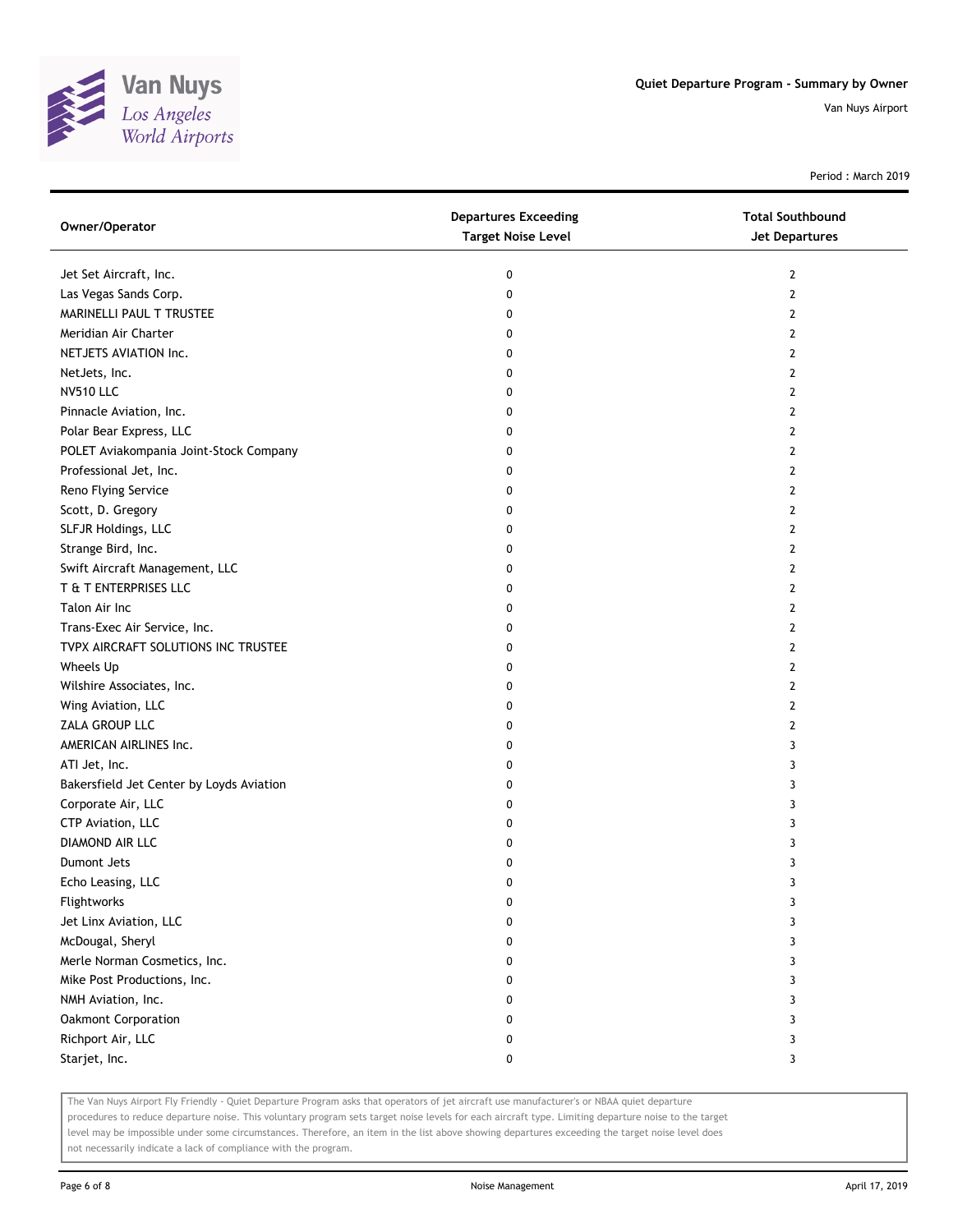# Quiet Departure Program - Summary by Owner

Van Nuys Airport

Period : March 2019

| Owner/Operator | Departures Exceeding Target Noise Level | Total Southbound Jet Departures |
|---|---|---|
| Jet Set Aircraft, Inc. | 0 | 2 |
| Las Vegas Sands Corp. | 0 | 2 |
| MARINELLI PAUL T TRUSTEE | 0 | 2 |
| Meridian Air Charter | 0 | 2 |
| NETJETS AVIATION Inc. | 0 | 2 |
| NetJets, Inc. | 0 | 2 |
| NV510 LLC | 0 | 2 |
| Pinnacle Aviation, Inc. | 0 | 2 |
| Polar Bear Express, LLC | 0 | 2 |
| POLET Aviakompania Joint-Stock Company | 0 | 2 |
| Professional Jet, Inc. | 0 | 2 |
| Reno Flying Service | 0 | 2 |
| Scott, D. Gregory | 0 | 2 |
| SLFJR Holdings, LLC | 0 | 2 |
| Strange Bird, Inc. | 0 | 2 |
| Swift Aircraft Management, LLC | 0 | 2 |
| T & T ENTERPRISES LLC | 0 | 2 |
| Talon Air Inc | 0 | 2 |
| Trans-Exec Air Service, Inc. | 0 | 2 |
| TVPX AIRCRAFT SOLUTIONS INC TRUSTEE | 0 | 2 |
| Wheels Up | 0 | 2 |
| Wilshire Associates, Inc. | 0 | 2 |
| Wing Aviation, LLC | 0 | 2 |
| ZALA GROUP LLC | 0 | 2 |
| AMERICAN AIRLINES Inc. | 0 | 3 |
| ATI Jet, Inc. | 0 | 3 |
| Bakersfield Jet Center by Loyds Aviation | 0 | 3 |
| Corporate Air, LLC | 0 | 3 |
| CTP Aviation, LLC | 0 | 3 |
| DIAMOND AIR LLC | 0 | 3 |
| Dumont Jets | 0 | 3 |
| Echo Leasing, LLC | 0 | 3 |
| Flightworks | 0 | 3 |
| Jet Linx Aviation, LLC | 0 | 3 |
| McDougal, Sheryl | 0 | 3 |
| Merle Norman Cosmetics, Inc. | 0 | 3 |
| Mike Post Productions, Inc. | 0 | 3 |
| NMH Aviation, Inc. | 0 | 3 |
| Oakmont Corporation | 0 | 3 |
| Richport Air, LLC | 0 | 3 |
| Starjet, Inc. | 0 | 3 |

The Van Nuys Airport Fly Friendly - Quiet Departure Program asks that operators of jet aircraft use manufacturer's or NBAA quiet departure procedures to reduce departure noise. This voluntary program sets target noise levels for each aircraft type. Limiting departure noise to the target level may be impossible under some circumstances. Therefore, an item in the list above showing departures exceeding the target noise level does not necessarily indicate a lack of compliance with the program.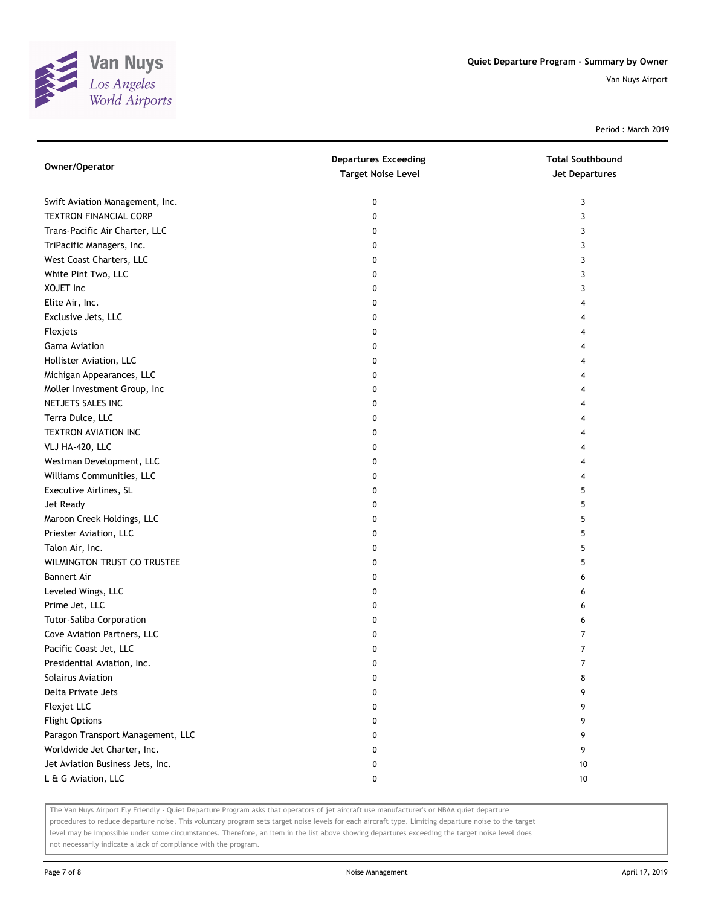## Quiet Departure Program - Summary by Owner

Van Nuys Airport

Period : March 2019

| Owner/Operator | Departures Exceeding Target Noise Level | Total Southbound Jet Departures |
|---|---|---|
| Swift Aviation Management, Inc. | 0 | 3 |
| TEXTRON FINANCIAL CORP | 0 | 3 |
| Trans-Pacific Air Charter, LLC | 0 | 3 |
| TriPacific Managers, Inc. | 0 | 3 |
| West Coast Charters, LLC | 0 | 3 |
| White Pint Two, LLC | 0 | 3 |
| XOJET Inc | 0 | 3 |
| Elite Air, Inc. | 0 | 4 |
| Exclusive Jets, LLC | 0 | 4 |
| Flexjets | 0 | 4 |
| Gama Aviation | 0 | 4 |
| Hollister Aviation, LLC | 0 | 4 |
| Michigan Appearances, LLC | 0 | 4 |
| Moller Investment Group, Inc | 0 | 4 |
| NETJETS SALES INC | 0 | 4 |
| Terra Dulce, LLC | 0 | 4 |
| TEXTRON AVIATION INC | 0 | 4 |
| VLJ HA-420, LLC | 0 | 4 |
| Westman Development, LLC | 0 | 4 |
| Williams Communities, LLC | 0 | 4 |
| Executive Airlines, SL | 0 | 5 |
| Jet Ready | 0 | 5 |
| Maroon Creek Holdings, LLC | 0 | 5 |
| Priester Aviation, LLC | 0 | 5 |
| Talon Air, Inc. | 0 | 5 |
| WILMINGTON TRUST CO TRUSTEE | 0 | 5 |
| Bannert Air | 0 | 6 |
| Leveled Wings, LLC | 0 | 6 |
| Prime Jet, LLC | 0 | 6 |
| Tutor-Saliba Corporation | 0 | 6 |
| Cove Aviation Partners, LLC | 0 | 7 |
| Pacific Coast Jet, LLC | 0 | 7 |
| Presidential Aviation, Inc. | 0 | 7 |
| Solairus Aviation | 0 | 8 |
| Delta Private Jets | 0 | 9 |
| Flexjet LLC | 0 | 9 |
| Flight Options | 0 | 9 |
| Paragon Transport Management, LLC | 0 | 9 |
| Worldwide Jet Charter, Inc. | 0 | 9 |
| Jet Aviation Business Jets, Inc. | 0 | 10 |
| L & G Aviation, LLC | 0 | 10 |

The Van Nuys Airport Fly Friendly - Quiet Departure Program asks that operators of jet aircraft use manufacturer's or NBAA quiet departure procedures to reduce departure noise. This voluntary program sets target noise levels for each aircraft type. Limiting departure noise to the target level may be impossible under some circumstances. Therefore, an item in the list above showing departures exceeding the target noise level does not necessarily indicate a lack of compliance with the program.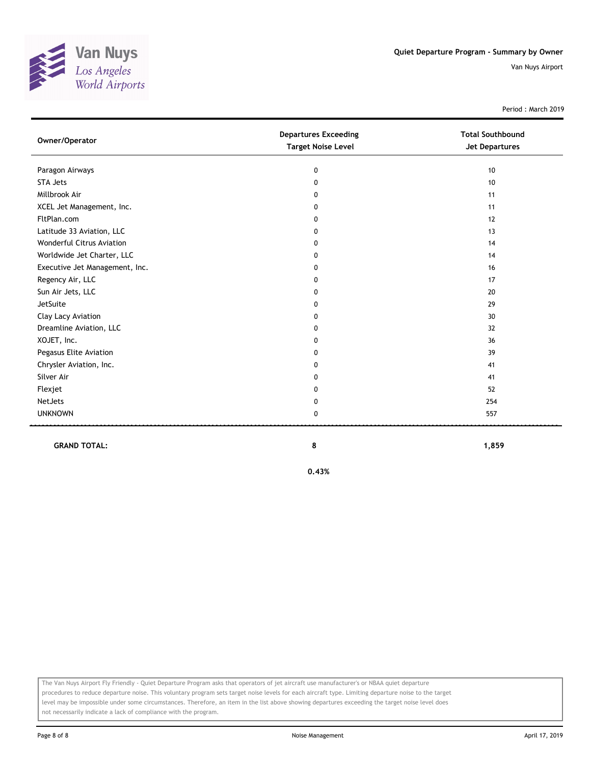## Quiet Departure Program - Summary by Owner

Van Nuys Airport

Period : March 2019

| Owner/Operator | Departures Exceeding Target Noise Level | Total Southbound Jet Departures |
|---|---|---|
| Paragon Airways | 0 | 10 |
| STA Jets | 0 | 10 |
| Millbrook Air | 0 | 11 |
| XCEL Jet Management, Inc. | 0 | 11 |
| FltPlan.com | 0 | 12 |
| Latitude 33 Aviation, LLC | 0 | 13 |
| Wonderful Citrus Aviation | 0 | 14 |
| Worldwide Jet Charter, LLC | 0 | 14 |
| Executive Jet Management, Inc. | 0 | 16 |
| Regency Air, LLC | 0 | 17 |
| Sun Air Jets, LLC | 0 | 20 |
| JetSuite | 0 | 29 |
| Clay Lacy Aviation | 0 | 30 |
| Dreamline Aviation, LLC | 0 | 32 |
| XOJET, Inc. | 0 | 36 |
| Pegasus Elite Aviation | 0 | 39 |
| Chrysler Aviation, Inc. | 0 | 41 |
| Silver Air | 0 | 41 |
| Flexjet | 0 | 52 |
| NetJets | 0 | 254 |
| UNKNOWN | 0 | 557 |
| **GRAND TOTAL:** | **8** | **1,859** |
| | **0.43%** | |

The Van Nuys Airport Fly Friendly - Quiet Departure Program asks that operators of jet aircraft use manufacturer's or NBAA quiet departure procedures to reduce departure noise. This voluntary program sets target noise levels for each aircraft type. Limiting departure noise to the target level may be impossible under some circumstances. Therefore, an item in the list above showing departures exceeding the target noise level does not necessarily indicate a lack of compliance with the program.